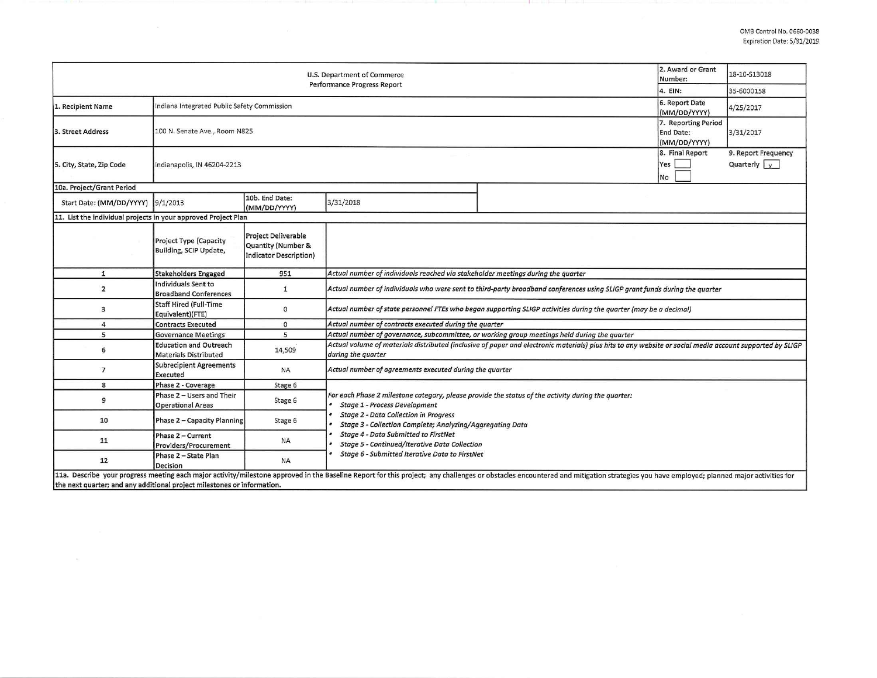OMB Control No. 0660-0038
Expiration Date: 5/31/2019

| U.S. Department of Commerce Performance Progress Report | | | | 2. Award or Grant Number: | 18-10-S13018 |
|---|---|---|---|---|---|
| | | | | 4. EIN: | 35-6000158 |
| 1. Recipient Name | Indiana Integrated Public Safety Commission | | | 6. Report Date (MM/DD/YYYY) | 4/25/2017 |
| 3. Street Address | 100 N. Senate Ave., Room N825 | | | 7. Reporting Period End Date: (MM/DD/YYYY) | 3/31/2017 |
| 5. City, State, Zip Code | Indianapolis, IN 46204-2213 | | | 8. Final Report Yes [ ] No [ ] | 9. Report Frequency Quarterly [x] |
| 10a. Project/Grant Period | | | | | |
| Start Date: (MM/DD/YYYY) | 9/1/2013 | 10b. End Date: (MM/DD/YYYY) | 3/31/2018 | | |

11. List the individual projects in your approved Project Plan

| | Project Type (Capacity Building, SCIP Update, | Project Deliverable Quantity (Number & Indicator Description) | |
|---|---|---|---|
| 1 | Stakeholders Engaged | 951 | *Actual number of individuals reached via stakeholder meetings during the quarter* |
| 2 | Individuals Sent to Broadband Conferences | 1 | *Actual number of individuals who were sent to third-party broadband conferences using SLIGP grant funds during the quarter* |
| 3 | Staff Hired (Full-Time Equivalent)(FTE) | 0 | *Actual number of state personnel FTEs who began supporting SLIGP activities during the quarter (may be a decimal)* |
| 4 | Contracts Executed | 0 | *Actual number of contracts executed during the quarter* |
| 5 | Governance Meetings | 5 | *Actual number of governance, subcommittee, or working group meetings held during the quarter* |
| 6 | Education and Outreach Materials Distributed | 14,509 | *Actual volume of materials distributed (inclusive of paper and electronic materials) plus hits to any website or social media account supported by SLIGP during the quarter* |
| 7 | Subrecipient Agreements Executed | NA | *Actual number of agreements executed during the quarter* |
| 8 | Phase 2 - Coverage | Stage 6 | *For each Phase 2 milestone category, please provide the status of the activity during the quarter:* <br> • *Stage 1 - Process Development* <br> • *Stage 2 - Data Collection in Progress* <br> • *Stage 3 - Collection Complete; Analyzing/Aggregating Data* <br> • *Stage 4 - Data Submitted to FirstNet* <br> • *Stage 5 - Continued/Iterative Data Collection* <br> • *Stage 6 - Submitted Iterative Data to FirstNet* |
| 9 | Phase 2 – Users and Their Operational Areas | Stage 6 | |
| 10 | Phase 2 – Capacity Planning | Stage 6 | |
| 11 | Phase 2 – Current Providers/Procurement | NA | |
| 12 | Phase 2 – State Plan Decision | NA | |

11a. Describe your progress meeting each major activity/milestone approved in the Baseline Report for this project; any challenges or obstacles encountered and mitigation strategies you have employed; planned major activities for the next quarter; and any additional project milestones or information.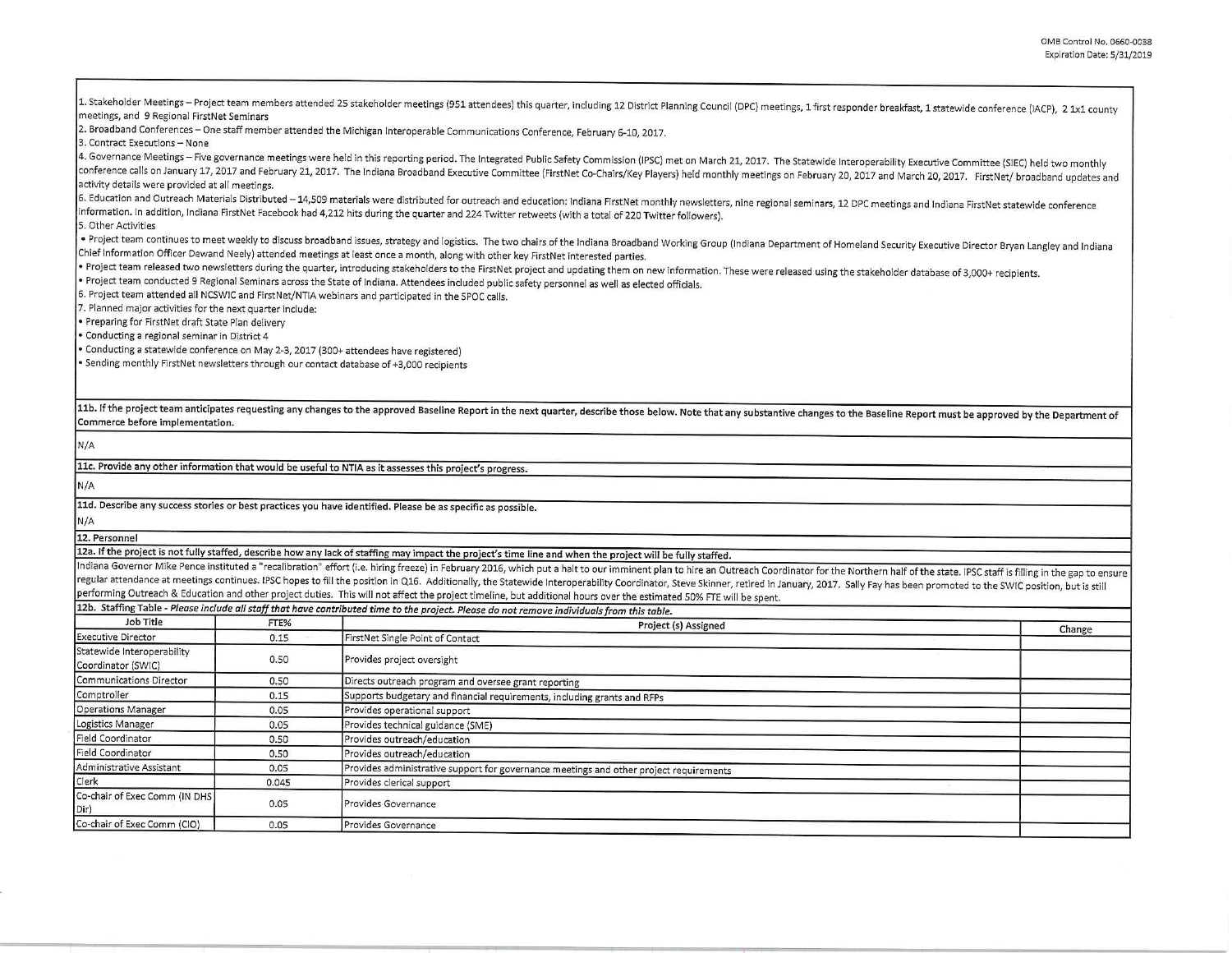1. Stakeholder Meetings – Project team members attended 25 stakeholder meetings (951 attendees) this quarter, including 12 District Planning Council (DPC) meetings, 1 first responder breakfast, 1 statewide conference (IACP), 2 1x1 county meetings, and 9 Regional FirstNet Seminars
2. Broadband Conferences – One staff member attended the Michigan Interoperable Communications Conference, February 6-10, 2017.
3. Contract Executions – None
4. Governance Meetings – Five governance meetings were held in this reporting period. The Integrated Public Safety Commission (IPSC) met on March 21, 2017. The Statewide Interoperability Executive Committee (SIEC) held two monthly conference calls on January 17, 2017 and February 21, 2017. The Indiana Broadband Executive Committee (FirstNet Co-Chairs/Key Players) held monthly meetings on February 20, 2017 and March 20, 2017. FirstNet/ broadband updates and activity details were provided at all meetings.
6. Education and Outreach Materials Distributed – 14,509 materials were distributed for outreach and education: Indiana FirstNet monthly newsletters, nine regional seminars, 12 DPC meetings and Indiana FirstNet statewide conference information. In addition, Indiana FirstNet Facebook had 4,212 hits during the quarter and 224 Twitter retweets (with a total of 220 Twitter followers).
5. Other Activities
• Project team continues to meet weekly to discuss broadband issues, strategy and logistics. The two chairs of the Indiana Broadband Working Group (Indiana Department of Homeland Security Executive Director Bryan Langley and Indiana Chief Information Officer Dewand Neely) attended meetings at least once a month, along with other key FirstNet interested parties.
• Project team released two newsletters during the quarter, introducing stakeholders to the FirstNet project and updating them on new information. These were released using the stakeholder database of 3,000+ recipients.
• Project team conducted 9 Regional Seminars across the State of Indiana. Attendees included public safety personnel as well as elected officials.
6. Project team attended all NCSWIC and FirstNet/NTIA webinars and participated in the SPOC calls.
7. Planned major activities for the next quarter include:
• Preparing for FirstNet draft State Plan delivery
• Conducting a regional seminar in District 4
• Conducting a statewide conference on May 2-3, 2017 (300+ attendees have registered)
• Sending monthly FirstNet newsletters through our contact database of +3,000 recipients

**11b. If the project team anticipates requesting any changes to the approved Baseline Report in the next quarter, describe those below. Note that any substantive changes to the Baseline Report must be approved by the Department of Commerce before implementation.**

N/A

**11c. Provide any other information that would be useful to NTIA as it assesses this project's progress.**

N/A

**11d. Describe any success stories or best practices you have identified. Please be as specific as possible.**

N/A

**12. Personnel**

**12a. If the project is not fully staffed, describe how any lack of staffing may impact the project's time line and when the project will be fully staffed.**

Indiana Governor Mike Pence instituted a "recalibration" effort (i.e. hiring freeze) in February 2016, which put a halt to our imminent plan to hire an Outreach Coordinator for the Northern half of the state. IPSC staff is filling in the gap to ensure regular attendance at meetings continues. IPSC hopes to fill the position in Q16. Additionally, the Statewide Interoperability Coordinator, Steve Skinner, retired in January, 2017. Sally Fay has been promoted to the SWIC position, but is still performing Outreach & Education and other project duties. This will not affect the project timeline, but additional hours over the estimated 50% FTE will be spent.

**12b. Staffing Table** - *Please include all staff that have contributed time to the project. Please do not remove individuals from this table.*

| Job Title | FTE% | Project (s) Assigned | Change |
|---|---|---|---|
| Executive Director | 0.15 | FirstNet Single Point of Contact | |
| Statewide Interoperability Coordinator (SWIC) | 0.50 | Provides project oversight | |
| Communications Director | 0.50 | Directs outreach program and oversee grant reporting | |
| Comptroller | 0.15 | Supports budgetary and financial requirements, including grants and RFPs | |
| Operations Manager | 0.05 | Provides operational support | |
| Logistics Manager | 0.05 | Provides technical guidance (SME) | |
| Field Coordinator | 0.50 | Provides outreach/education | |
| Field Coordinator | 0.50 | Provides outreach/education | |
| Administrative Assistant | 0.05 | Provides administrative support for governance meetings and other project requirements | |
| Clerk | 0.045 | Provides clerical support | |
| Co-chair of Exec Comm (IN DHS Dir) | 0.05 | Provides Governance | |
| Co-chair of Exec Comm (CIO) | 0.05 | Provides Governance | |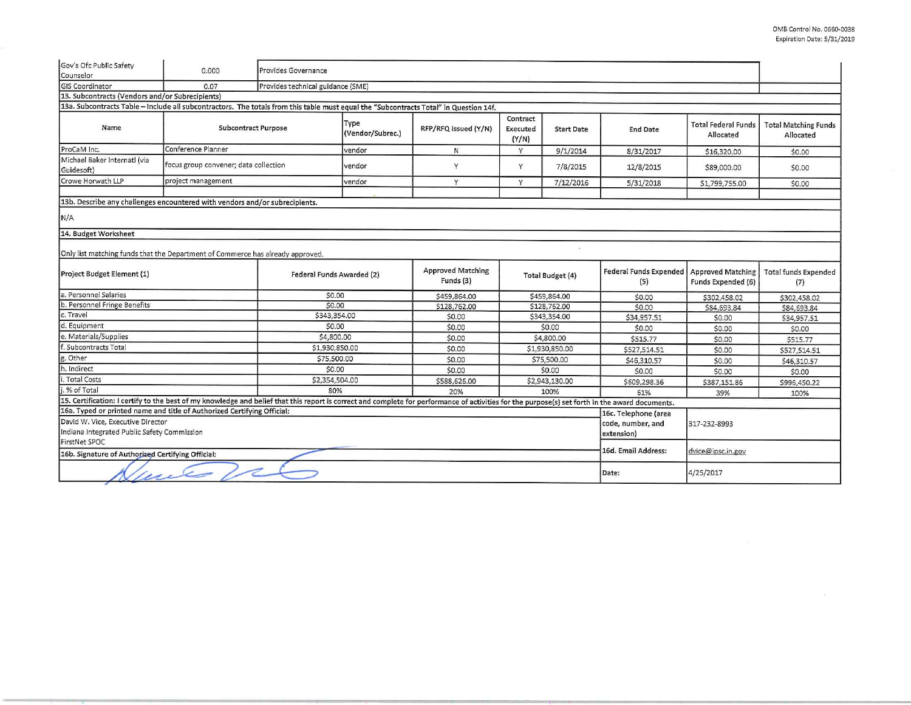| | | | |
|---|---|---|---|
| Gov's Ofc Public Safety Counselor | 0.000 | Provides Governance | |
| GIS Coordinator | 0.07 | Provides technical guidance (SME) | |

**13. Subcontracts (Vendors and/or Subrecipients)**

**13a. Subcontracts Table – Include all subcontractors. The totals from this table must equal the "Subcontracts Total" in Question 14f.**

| Name | Subcontract Purpose | Type (Vendor/Subrec.) | RFP/RFQ Issued (Y/N) | Contract Executed (Y/N) | Start Date | End Date | Total Federal Funds Allocated | Total Matching Funds Allocated |
|---|---|---|---|---|---|---|---|---|
| ProCaM Inc. | Conference Planner | vendor | N | Y | 9/1/2014 | 8/31/2017 | $16,320.00 | $0.00 |
| Michael Baker Internatl (via Guidesoft) | focus group convener; data collection | vendor | Y | Y | 7/8/2015 | 12/8/2015 | $89,000.00 | $0.00 |
| Crowe Horwath LLP | project management | vendor | Y | Y | 7/12/2016 | 5/31/2018 | $1,799,755.00 | $0.00 |
| | | | | | | | | |

**13b. Describe any challenges encountered with vendors and/or subrecipients.**

N/A

**14. Budget Worksheet**

Only list matching funds that the Department of Commerce has already approved.

| Project Budget Element (1) | Federal Funds Awarded (2) | Approved Matching Funds (3) | Total Budget (4) | Federal Funds Expended (5) | Approved Matching Funds Expended (6) | Total funds Expended (7) |
|---|---|---|---|---|---|---|
| a. Personnel Salaries | $0.00 | $459,864.00 | $459,864.00 | $0.00 | $302,458.02 | $302,458.02 |
| b. Personnel Fringe Benefits | $0.00 | $128,762.00 | $128,762.00 | $0.00 | $84,693.84 | $84,693.84 |
| c. Travel | $343,354.00 | $0.00 | $343,354.00 | $34,957.51 | $0.00 | $34,957.51 |
| d. Equipment | $0.00 | $0.00 | $0.00 | $0.00 | $0.00 | $0.00 |
| e. Materials/Supplies | $4,800.00 | $0.00 | $4,800.00 | $515.77 | $0.00 | $515.77 |
| f. Subcontracts Total | $1,930,850.00 | $0.00 | $1,930,850.00 | $527,514.51 | $0.00 | $527,514.51 |
| g. Other | $75,500.00 | $0.00 | $75,500.00 | $46,310.57 | $0.00 | $46,310.57 |
| h. Indirect | $0.00 | $0.00 | $0.00 | $0.00 | $0.00 | $0.00 |
| i. Total Costs | $2,354,504.00 | $588,626.00 | $2,943,130.00 | $609,298.36 | $387,151.86 | $996,450.22 |
| j. % of Total | 80% | 20% | 100% | 61% | 39% | 100% |

**15. Certification: I certify to the best of my knowledge and belief that this report is correct and complete for performance of activities for the purpose(s) set forth in the award documents.**

| | | | |
|---|---|---|---|
| **16a. Typed or printed name and title of Authorized Certifying Official:** David W. Vice, Executive Director, Indiana Integrated Public Safety Commission, FirstNet SPOC | | 16c. Telephone (area code, number, and extension) | 317-232-8993 |
| **16b. Signature of Authorized Certifying Official:** | | 16d. Email Address: | dvice@ipsc.in.gov |
| [Signature] | | Date: | 4/25/2017 |